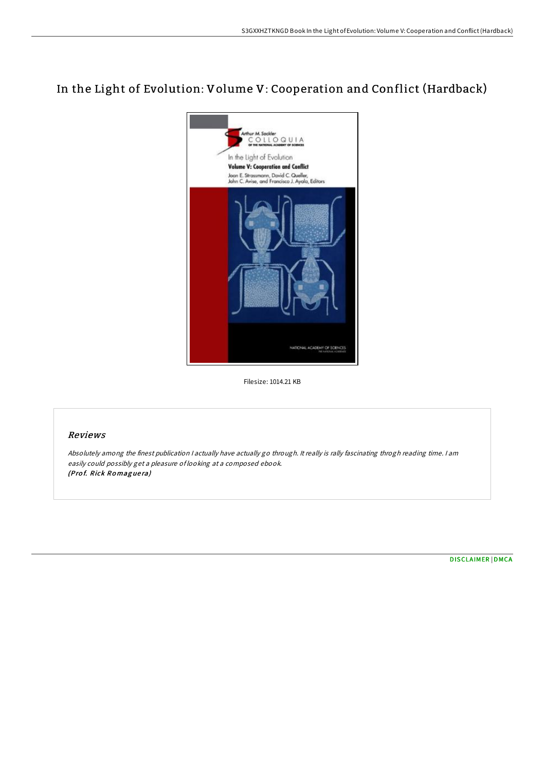# In the Light of Evolution: Volume V: Cooperation and Conflict (Hardback)

Filesize: 1014.21 KB

## Reviews

*Absolutely among the finest publication I actually have actually go through. It really is rally fascinating throgh reading time. I am easily could possibly get a pleasure of looking at a composed ebook.*
***(Prof. Rick Romaguera)***

DISCLAIMER | DMCA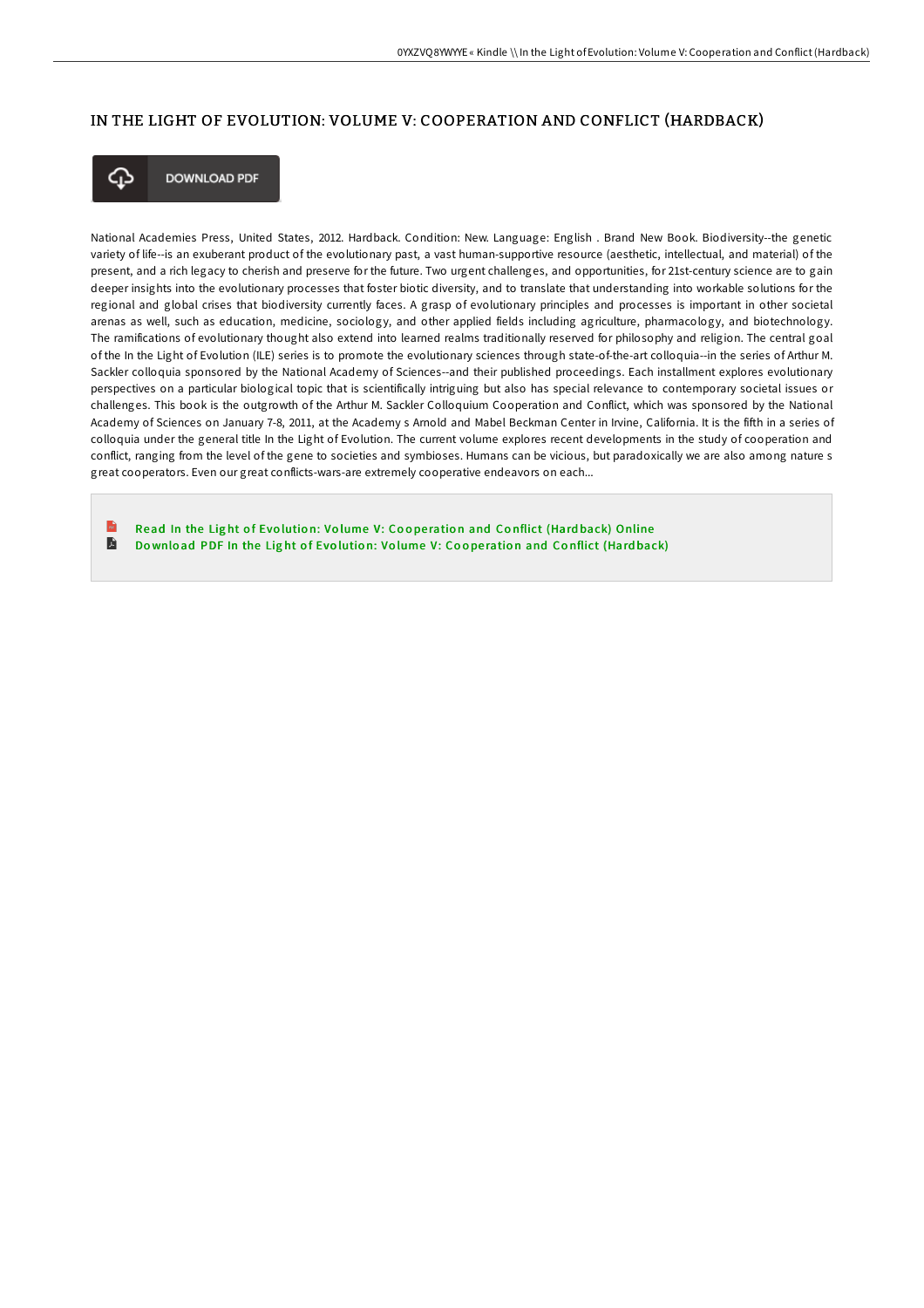# IN THE LIGHT OF EVOLUTION: VOLUME V: COOPERATION AND CONFLICT (HARDBACK)

DOWNLOAD PDF

National Academies Press, United States, 2012. Hardback. Condition: New. Language: English . Brand New Book. Biodiversity--the genetic variety of life--is an exuberant product of the evolutionary past, a vast human-supportive resource (aesthetic, intellectual, and material) of the present, and a rich legacy to cherish and preserve for the future. Two urgent challenges, and opportunities, for 21st-century science are to gain deeper insights into the evolutionary processes that foster biotic diversity, and to translate that understanding into workable solutions for the regional and global crises that biodiversity currently faces. A grasp of evolutionary principles and processes is important in other societal arenas as well, such as education, medicine, sociology, and other applied fields including agriculture, pharmacology, and biotechnology. The ramifications of evolutionary thought also extend into learned realms traditionally reserved for philosophy and religion. The central goal of the In the Light of Evolution (ILE) series is to promote the evolutionary sciences through state-of-the-art colloquia--in the series of Arthur M. Sackler colloquia sponsored by the National Academy of Sciences--and their published proceedings. Each installment explores evolutionary perspectives on a particular biological topic that is scientifically intriguing but also has special relevance to contemporary societal issues or challenges. This book is the outgrowth of the Arthur M. Sackler Colloquium Cooperation and Conflict, which was sponsored by the National Academy of Sciences on January 7-8, 2011, at the Academy s Arnold and Mabel Beckman Center in Irvine, California. It is the fifth in a series of colloquia under the general title In the Light of Evolution. The current volume explores recent developments in the study of cooperation and conflict, ranging from the level of the gene to societies and symbioses. Humans can be vicious, but paradoxically we are also among nature s great cooperators. Even our great conflicts-wars-are extremely cooperative endeavors on each...

Read In the Light of Evolution: Volume V: Cooperation and Conflict (Hardback) Online

Download PDF In the Light of Evolution: Volume V: Cooperation and Conflict (Hardback)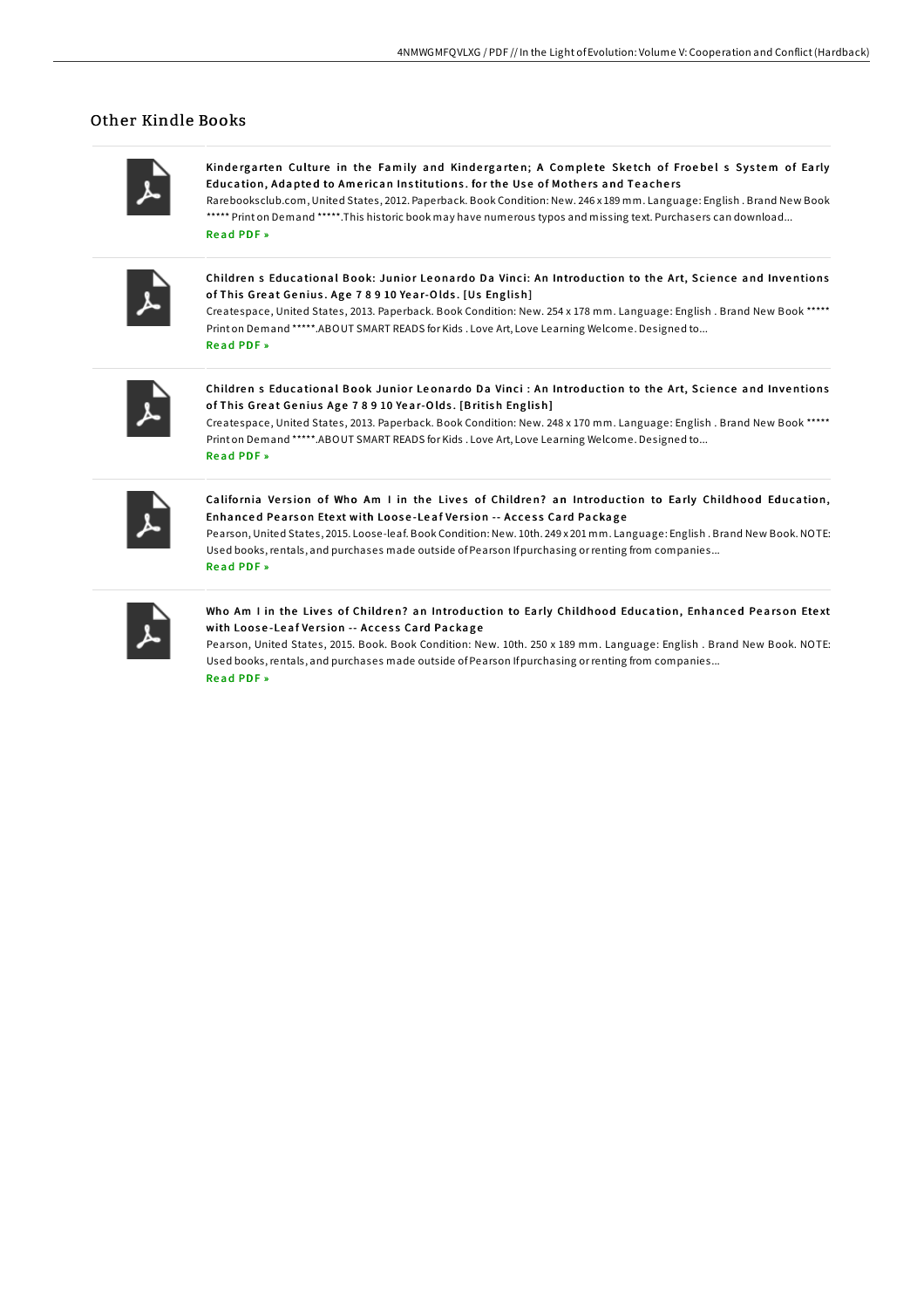## Other Kindle Books

**Kindergarten Culture in the Family and Kindergarten; A Complete Sketch of Froebel s System of Early Education, Adapted to American Institutions. for the Use of Mothers and Teachers**

Rarebooksclub.com, United States, 2012. Paperback. Book Condition: New. 246 x 189 mm. Language: English . Brand New Book ***** Print on Demand *****.This historic book may have numerous typos and missing text. Purchasers can download...

Read PDF »

**Children s Educational Book: Junior Leonardo Da Vinci: An Introduction to the Art, Science and Inventions of This Great Genius. Age 7 8 9 10 Year-Olds. [Us English]**

Createspace, United States, 2013. Paperback. Book Condition: New. 254 x 178 mm. Language: English . Brand New Book ***** Print on Demand *****.ABOUT SMART READS for Kids . Love Art, Love Learning Welcome. Designed to...

Read PDF »

**Children s Educational Book Junior Leonardo Da Vinci : An Introduction to the Art, Science and Inventions of This Great Genius Age 7 8 9 10 Year-Olds. [British English]**

Createspace, United States, 2013. Paperback. Book Condition: New. 248 x 170 mm. Language: English . Brand New Book ***** Print on Demand *****.ABOUT SMART READS for Kids . Love Art, Love Learning Welcome. Designed to...

Read PDF »

**California Version of Who Am I in the Lives of Children? an Introduction to Early Childhood Education, Enhanced Pearson Etext with Loose-Leaf Version -- Access Card Package**

Pearson, United States, 2015. Loose-leaf. Book Condition: New. 10th. 249 x 201 mm. Language: English . Brand New Book. NOTE: Used books, rentals, and purchases made outside of Pearson If purchasing or renting from companies...

Read PDF »

**Who Am I in the Lives of Children? an Introduction to Early Childhood Education, Enhanced Pearson Etext with Loose-Leaf Version -- Access Card Package**

Pearson, United States, 2015. Book. Book Condition: New. 10th. 250 x 189 mm. Language: English . Brand New Book. NOTE: Used books, rentals, and purchases made outside of Pearson If purchasing or renting from companies...

Read PDF »